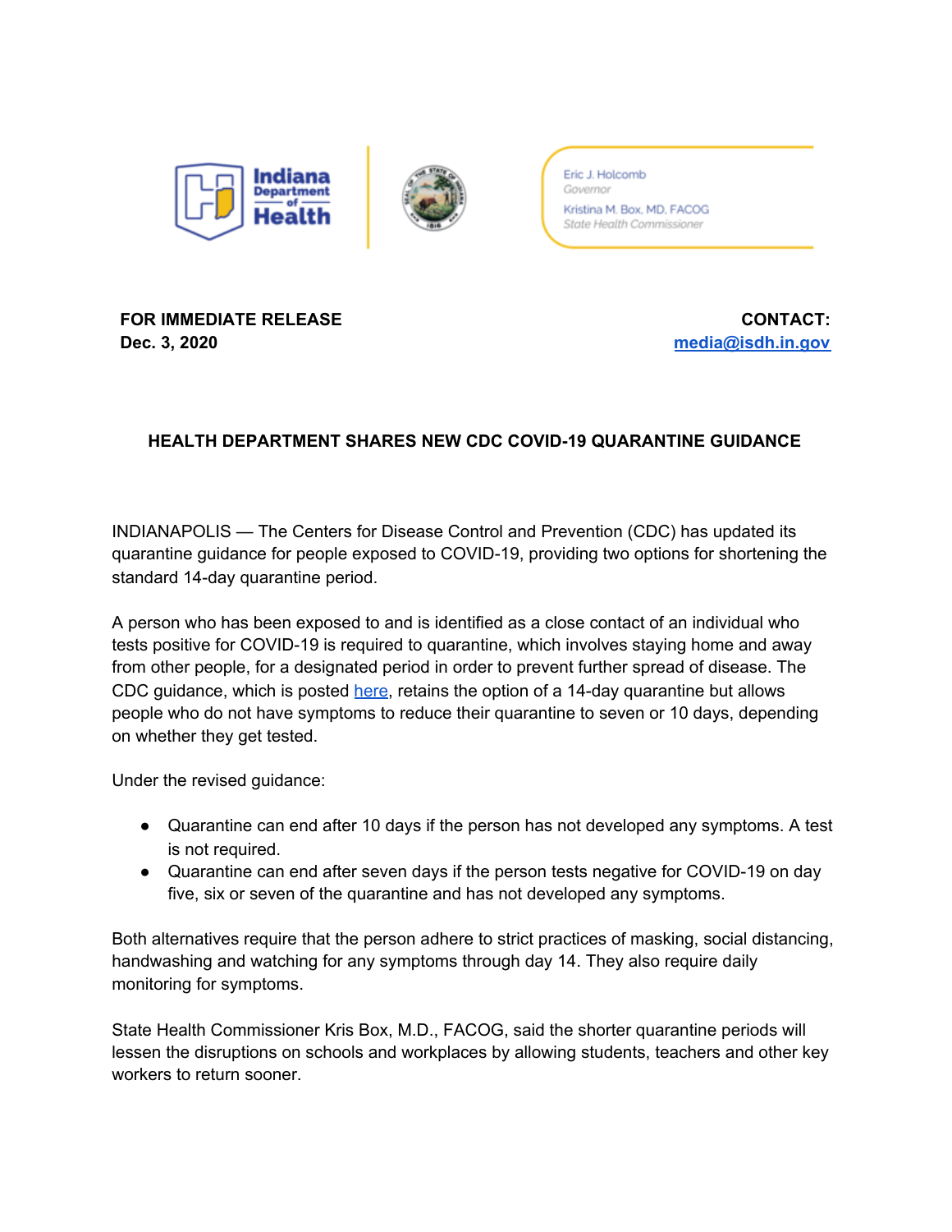Indiana Department of Health

Eric J. Holcomb
*Governor*

Kristina M. Box, MD, FACOG
*State Health Commissioner*

**FOR IMMEDIATE RELEASE**
**Dec. 3, 2020**

**CONTACT:**
**media@isdh.in.gov**

## HEALTH DEPARTMENT SHARES NEW CDC COVID-19 QUARANTINE GUIDANCE

INDIANAPOLIS — The Centers for Disease Control and Prevention (CDC) has updated its quarantine guidance for people exposed to COVID-19, providing two options for shortening the standard 14-day quarantine period.

A person who has been exposed to and is identified as a close contact of an individual who tests positive for COVID-19 is required to quarantine, which involves staying home and away from other people, for a designated period in order to prevent further spread of disease. The CDC guidance, which is posted here, retains the option of a 14-day quarantine but allows people who do not have symptoms to reduce their quarantine to seven or 10 days, depending on whether they get tested.

Under the revised guidance:

- Quarantine can end after 10 days if the person has not developed any symptoms. A test is not required.
- Quarantine can end after seven days if the person tests negative for COVID-19 on day five, six or seven of the quarantine and has not developed any symptoms.

Both alternatives require that the person adhere to strict practices of masking, social distancing, handwashing and watching for any symptoms through day 14. They also require daily monitoring for symptoms.

State Health Commissioner Kris Box, M.D., FACOG, said the shorter quarantine periods will lessen the disruptions on schools and workplaces by allowing students, teachers and other key workers to return sooner.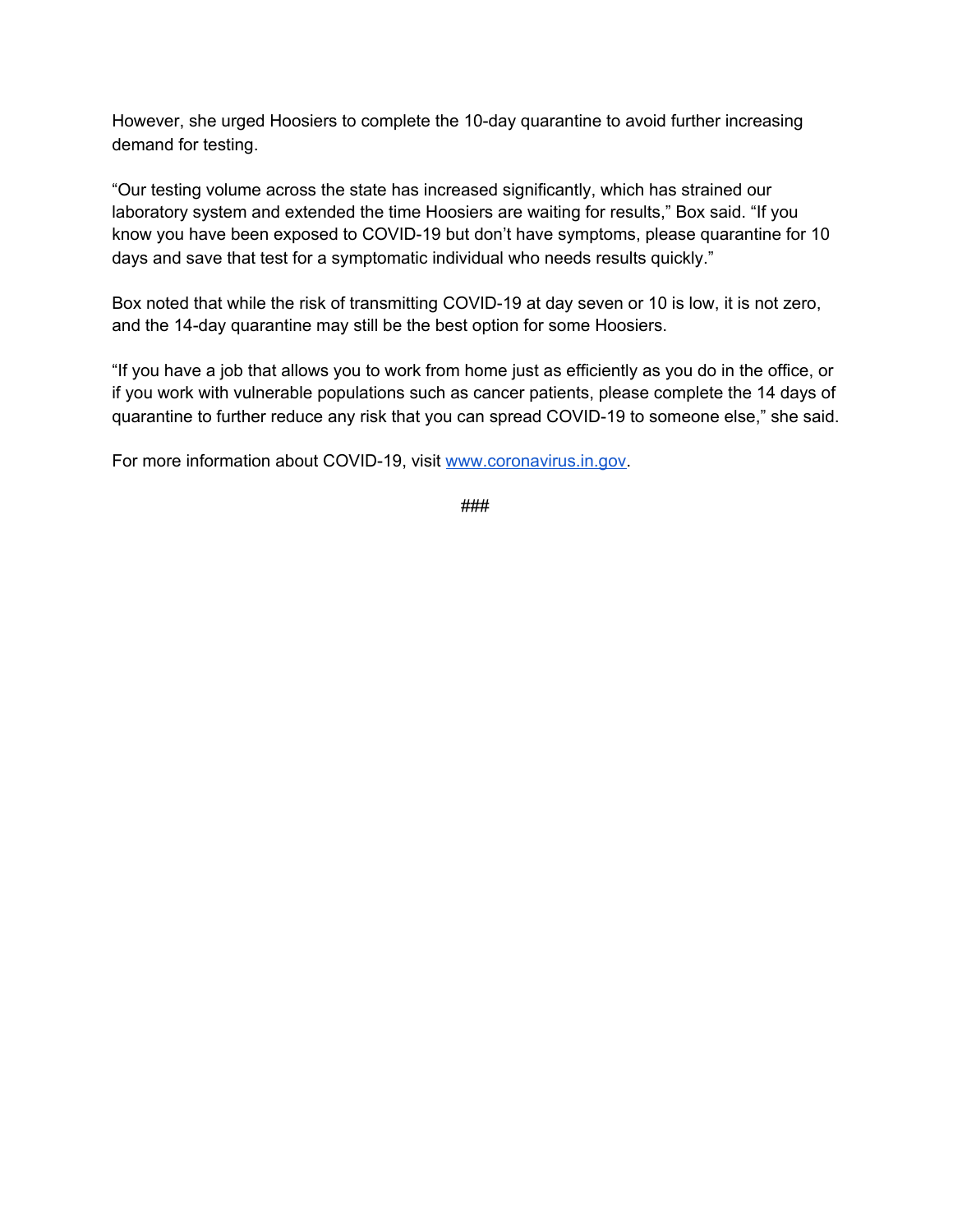However, she urged Hoosiers to complete the 10-day quarantine to avoid further increasing demand for testing.

"Our testing volume across the state has increased significantly, which has strained our laboratory system and extended the time Hoosiers are waiting for results," Box said. "If you know you have been exposed to COVID-19 but don't have symptoms, please quarantine for 10 days and save that test for a symptomatic individual who needs results quickly."

Box noted that while the risk of transmitting COVID-19 at day seven or 10 is low, it is not zero, and the 14-day quarantine may still be the best option for some Hoosiers.

"If you have a job that allows you to work from home just as efficiently as you do in the office, or if you work with vulnerable populations such as cancer patients, please complete the 14 days of quarantine to further reduce any risk that you can spread COVID-19 to someone else," she said.

For more information about COVID-19, visit [www.coronavirus.in.gov](http://www.coronavirus.in.gov).

###